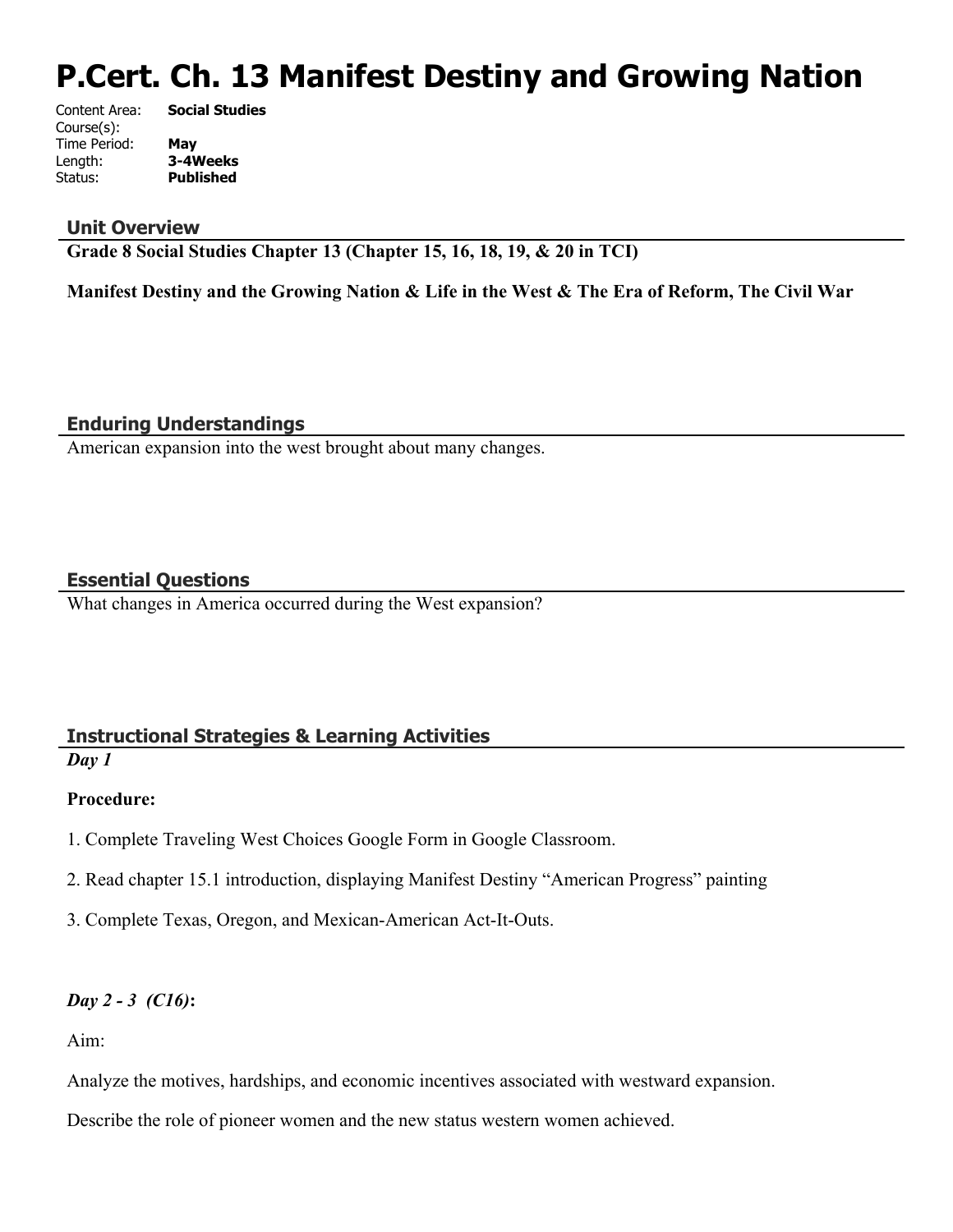# P.Cert. Ch. 13 Manifest Destiny and Growing Nation

Content Area: **Social Studies**
Course(s):
Time Period: **May**
Length: **3-4Weeks**
Status: **Published**

## Unit Overview

**Grade 8 Social Studies Chapter 13 (Chapter 15, 16, 18, 19, & 20 in TCI)**

**Manifest Destiny and the Growing Nation & Life in the West & The Era of Reform, The Civil War**

## Enduring Understandings

American expansion into the west brought about many changes.

## Essential Questions

What changes in America occurred during the West expansion?

## Instructional Strategies & Learning Activities

***Day 1***

**Procedure:**

1. Complete Traveling West Choices Google Form in Google Classroom.

2. Read chapter 15.1 introduction, displaying Manifest Destiny "American Progress" painting

3. Complete Texas, Oregon, and Mexican-American Act-It-Outs.

***Day 2 - 3 (C16)*:**

Aim:

Analyze the motives, hardships, and economic incentives associated with westward expansion.

Describe the role of pioneer women and the new status western women achieved.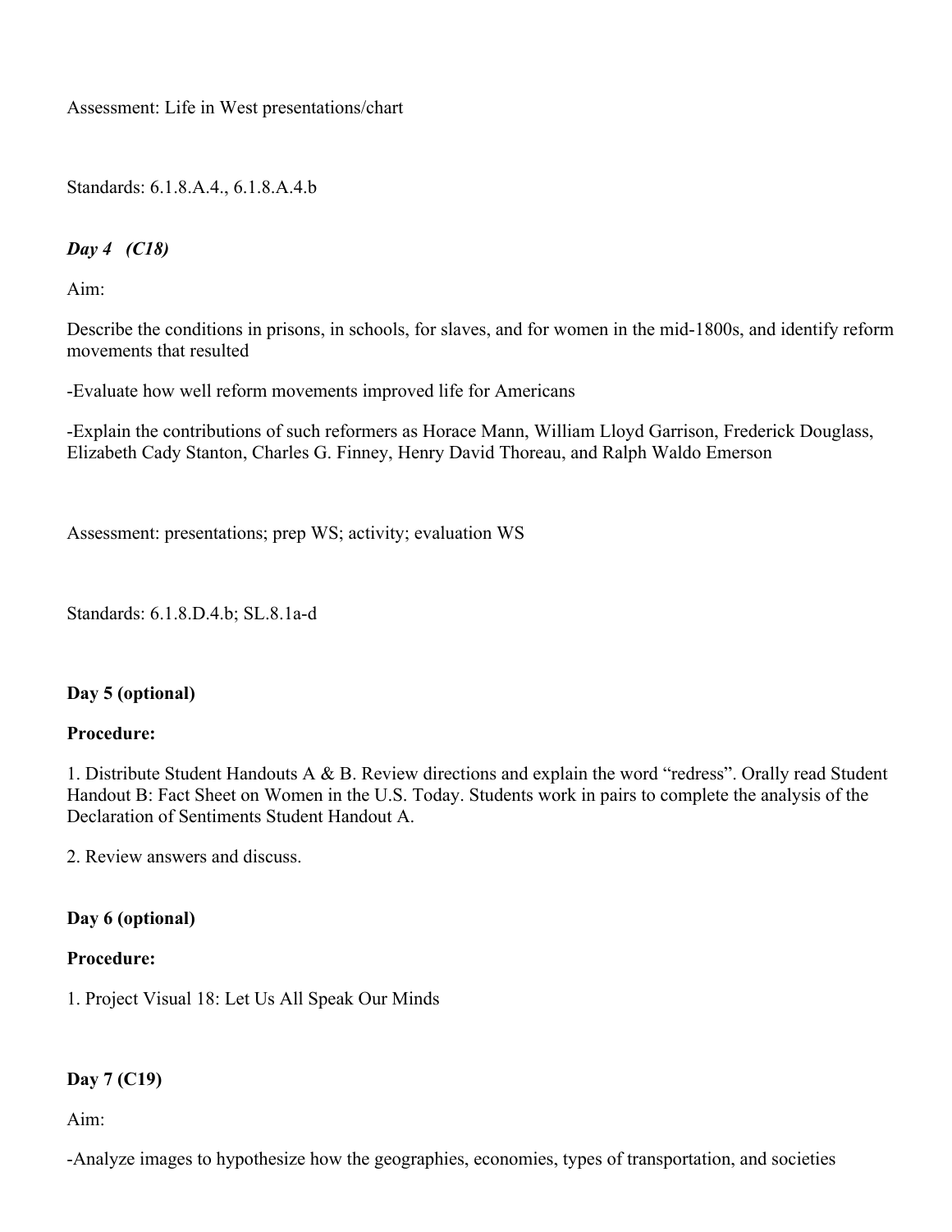Assessment: Life in West presentations/chart

Standards: 6.1.8.A.4., 6.1.8.A.4.b

***Day 4 (C18)***

Aim:

Describe the conditions in prisons, in schools, for slaves, and for women in the mid-1800s, and identify reform movements that resulted

-Evaluate how well reform movements improved life for Americans

-Explain the contributions of such reformers as Horace Mann, William Lloyd Garrison, Frederick Douglass, Elizabeth Cady Stanton, Charles G. Finney, Henry David Thoreau, and Ralph Waldo Emerson

Assessment: presentations; prep WS; activity; evaluation WS

Standards: 6.1.8.D.4.b; SL.8.1a-d

**Day 5 (optional)**

**Procedure:**

1. Distribute Student Handouts A & B. Review directions and explain the word "redress". Orally read Student Handout B: Fact Sheet on Women in the U.S. Today. Students work in pairs to complete the analysis of the Declaration of Sentiments Student Handout A.

2. Review answers and discuss.

**Day 6 (optional)**

**Procedure:**

1. Project Visual 18: Let Us All Speak Our Minds

**Day 7 (C19)**

Aim:

-Analyze images to hypothesize how the geographies, economies, types of transportation, and societies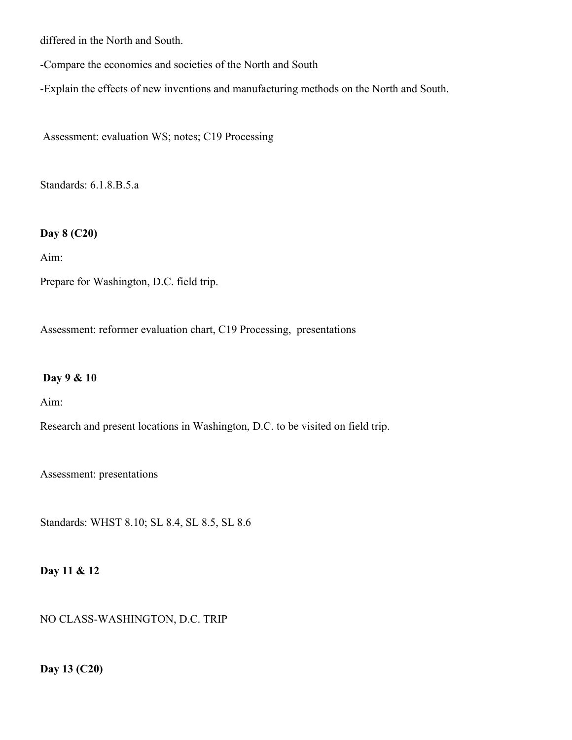differed in the North and South.

-Compare the economies and societies of the North and South

-Explain the effects of new inventions and manufacturing methods on the North and South.

Assessment: evaluation WS; notes; C19 Processing

Standards: 6.1.8.B.5.a

**Day 8 (C20)**

Aim:

Prepare for Washington, D.C. field trip.

Assessment: reformer evaluation chart, C19 Processing, presentations

**Day 9 & 10**

Aim:

Research and present locations in Washington, D.C. to be visited on field trip.

Assessment: presentations

Standards: WHST 8.10; SL 8.4, SL 8.5, SL 8.6

**Day 11 & 12**

NO CLASS-WASHINGTON, D.C. TRIP

**Day 13 (C20)**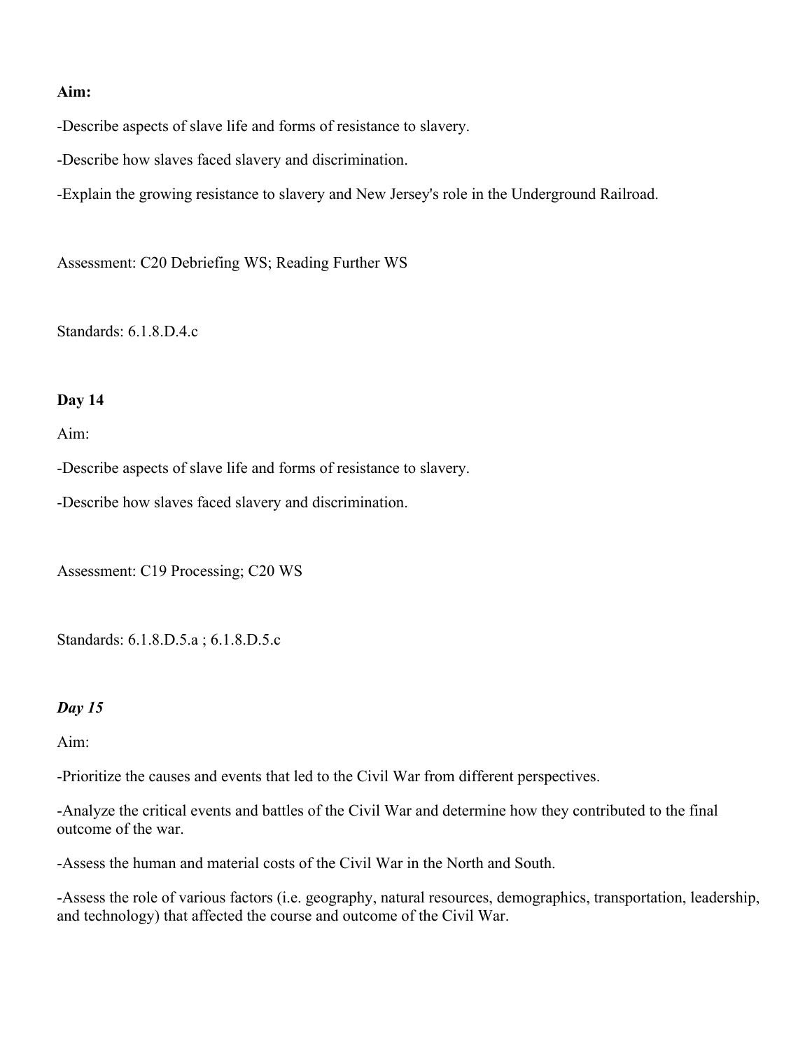**Aim:**

-Describe aspects of slave life and forms of resistance to slavery.

-Describe how slaves faced slavery and discrimination.

-Explain the growing resistance to slavery and New Jersey's role in the Underground Railroad.

Assessment: C20 Debriefing WS; Reading Further WS

Standards: 6.1.8.D.4.c

**Day 14**

Aim:

-Describe aspects of slave life and forms of resistance to slavery.

-Describe how slaves faced slavery and discrimination.

Assessment: C19 Processing; C20 WS

Standards: 6.1.8.D.5.a ; 6.1.8.D.5.c

***Day 15***

Aim:

-Prioritize the causes and events that led to the Civil War from different perspectives.

-Analyze the critical events and battles of the Civil War and determine how they contributed to the final outcome of the war.

-Assess the human and material costs of the Civil War in the North and South.

-Assess the role of various factors (i.e. geography, natural resources, demographics, transportation, leadership, and technology) that affected the course and outcome of the Civil War.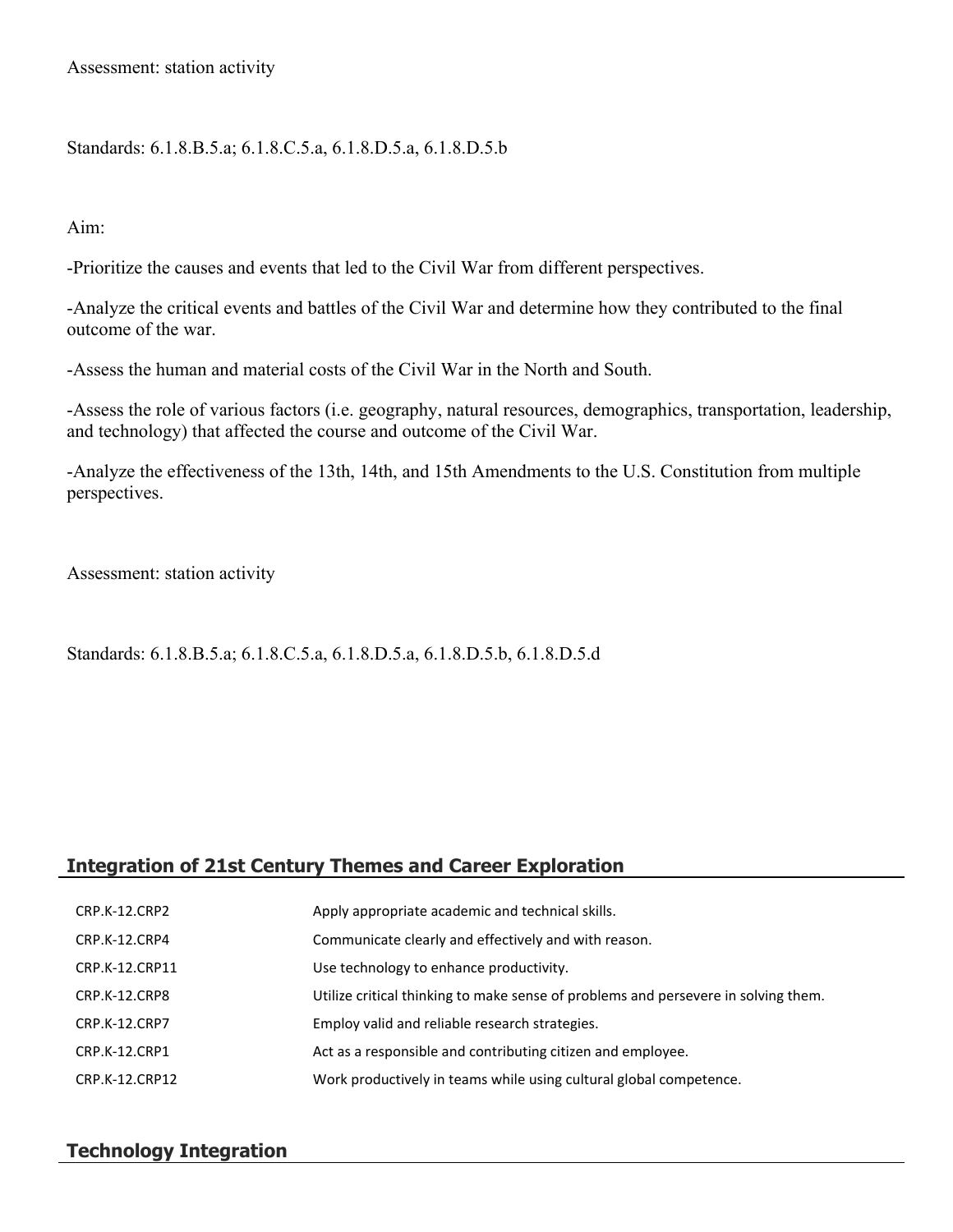Assessment: station activity

Standards: 6.1.8.B.5.a; 6.1.8.C.5.a, 6.1.8.D.5.a, 6.1.8.D.5.b

Aim:

-Prioritize the causes and events that led to the Civil War from different perspectives.

-Analyze the critical events and battles of the Civil War and determine how they contributed to the final outcome of the war.

-Assess the human and material costs of the Civil War in the North and South.

-Assess the role of various factors (i.e. geography, natural resources, demographics, transportation, leadership, and technology) that affected the course and outcome of the Civil War.

-Analyze the effectiveness of the 13th, 14th, and 15th Amendments to the U.S. Constitution from multiple perspectives.

Assessment: station activity

Standards: 6.1.8.B.5.a; 6.1.8.C.5.a, 6.1.8.D.5.a, 6.1.8.D.5.b, 6.1.8.D.5.d

## Integration of 21st Century Themes and Career Exploration

| | |
|---|---|
| CRP.K-12.CRP2 | Apply appropriate academic and technical skills. |
| CRP.K-12.CRP4 | Communicate clearly and effectively and with reason. |
| CRP.K-12.CRP11 | Use technology to enhance productivity. |
| CRP.K-12.CRP8 | Utilize critical thinking to make sense of problems and persevere in solving them. |
| CRP.K-12.CRP7 | Employ valid and reliable research strategies. |
| CRP.K-12.CRP1 | Act as a responsible and contributing citizen and employee. |
| CRP.K-12.CRP12 | Work productively in teams while using cultural global competence. |

## Technology Integration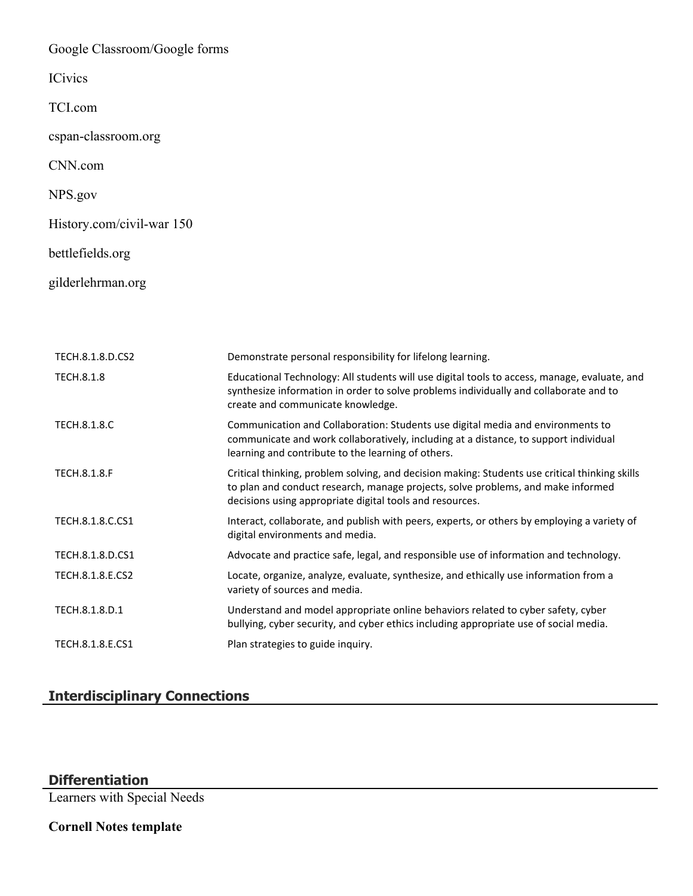Google Classroom/Google forms

ICivics

TCI.com

cspan-classroom.org

CNN.com

NPS.gov

History.com/civil-war 150

bettlefields.org

gilderlehrman.org

| | |
|---|---|
| TECH.8.1.8.D.CS2 | Demonstrate personal responsibility for lifelong learning. |
| TECH.8.1.8 | Educational Technology: All students will use digital tools to access, manage, evaluate, and synthesize information in order to solve problems individually and collaborate and to create and communicate knowledge. |
| TECH.8.1.8.C | Communication and Collaboration: Students use digital media and environments to communicate and work collaboratively, including at a distance, to support individual learning and contribute to the learning of others. |
| TECH.8.1.8.F | Critical thinking, problem solving, and decision making: Students use critical thinking skills to plan and conduct research, manage projects, solve problems, and make informed decisions using appropriate digital tools and resources. |
| TECH.8.1.8.C.CS1 | Interact, collaborate, and publish with peers, experts, or others by employing a variety of digital environments and media. |
| TECH.8.1.8.D.CS1 | Advocate and practice safe, legal, and responsible use of information and technology. |
| TECH.8.1.8.E.CS2 | Locate, organize, analyze, evaluate, synthesize, and ethically use information from a variety of sources and media. |
| TECH.8.1.8.D.1 | Understand and model appropriate online behaviors related to cyber safety, cyber bullying, cyber security, and cyber ethics including appropriate use of social media. |
| TECH.8.1.8.E.CS1 | Plan strategies to guide inquiry. |

## Interdisciplinary Connections

## Differentiation

Learners with Special Needs

**Cornell Notes template**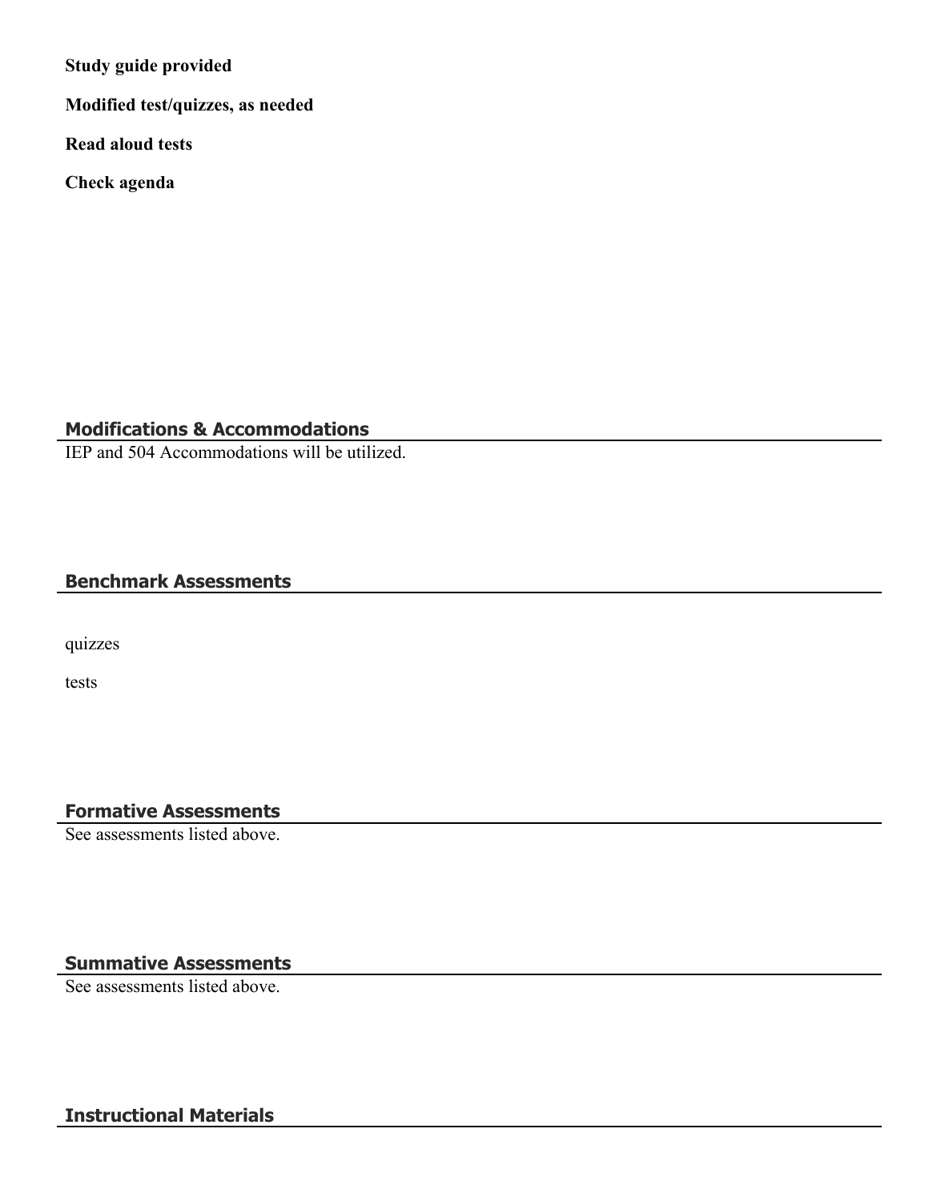**Study guide provided**

**Modified test/quizzes, as needed**

**Read aloud tests**

**Check agenda**

## Modifications & Accommodations

IEP and 504 Accommodations will be utilized.

## Benchmark Assessments

quizzes

tests

## Formative Assessments

See assessments listed above.

## Summative Assessments

See assessments listed above.

## Instructional Materials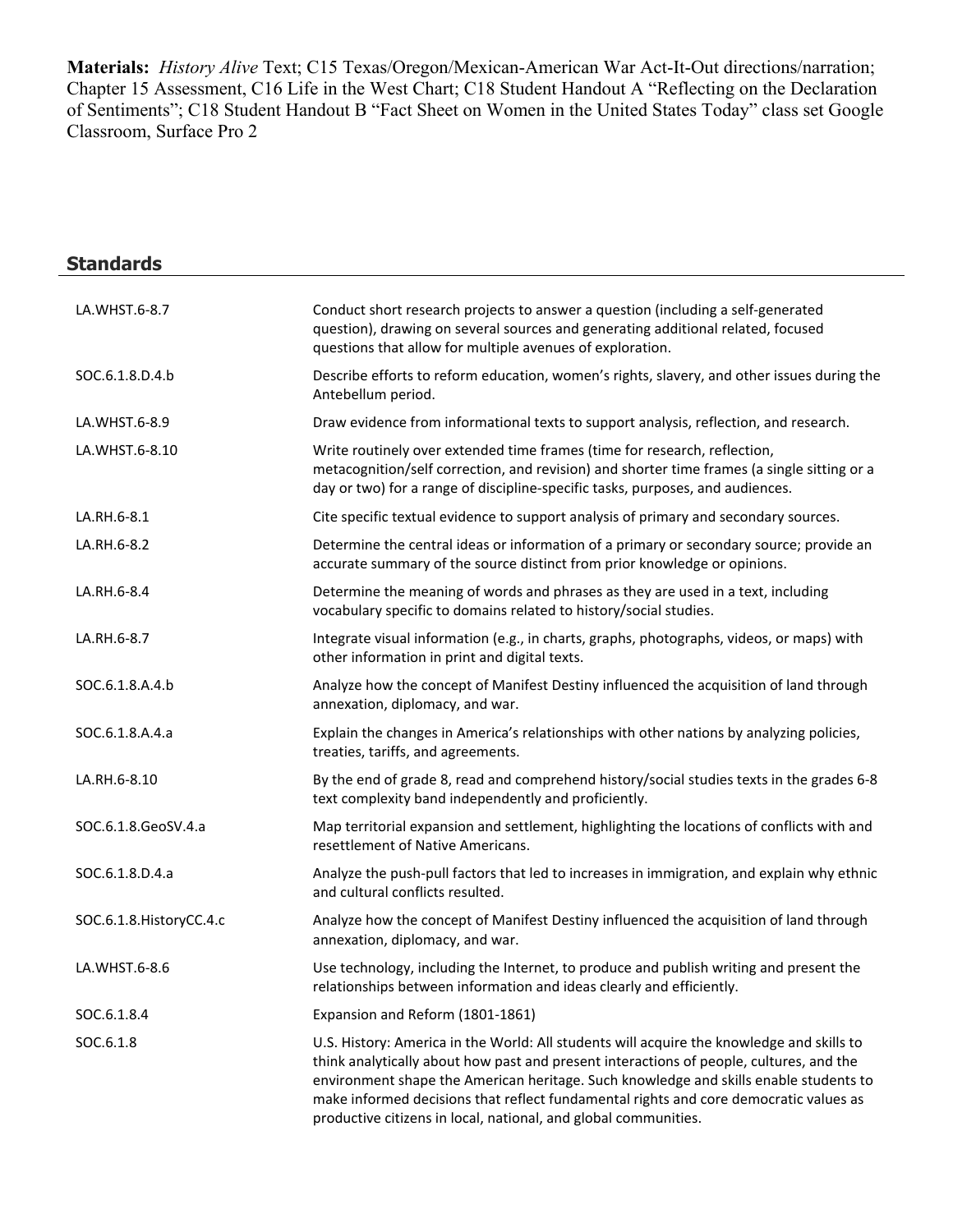**Materials:** *History Alive* Text; C15 Texas/Oregon/Mexican-American War Act-It-Out directions/narration; Chapter 15 Assessment, C16 Life in the West Chart; C18 Student Handout A "Reflecting on the Declaration of Sentiments"; C18 Student Handout B "Fact Sheet on Women in the United States Today" class set Google Classroom, Surface Pro 2

## Standards

| | |
|---|---|
| LA.WHST.6-8.7 | Conduct short research projects to answer a question (including a self-generated question), drawing on several sources and generating additional related, focused questions that allow for multiple avenues of exploration. |
| SOC.6.1.8.D.4.b | Describe efforts to reform education, women's rights, slavery, and other issues during the Antebellum period. |
| LA.WHST.6-8.9 | Draw evidence from informational texts to support analysis, reflection, and research. |
| LA.WHST.6-8.10 | Write routinely over extended time frames (time for research, reflection, metacognition/self correction, and revision) and shorter time frames (a single sitting or a day or two) for a range of discipline-specific tasks, purposes, and audiences. |
| LA.RH.6-8.1 | Cite specific textual evidence to support analysis of primary and secondary sources. |
| LA.RH.6-8.2 | Determine the central ideas or information of a primary or secondary source; provide an accurate summary of the source distinct from prior knowledge or opinions. |
| LA.RH.6-8.4 | Determine the meaning of words and phrases as they are used in a text, including vocabulary specific to domains related to history/social studies. |
| LA.RH.6-8.7 | Integrate visual information (e.g., in charts, graphs, photographs, videos, or maps) with other information in print and digital texts. |
| SOC.6.1.8.A.4.b | Analyze how the concept of Manifest Destiny influenced the acquisition of land through annexation, diplomacy, and war. |
| SOC.6.1.8.A.4.a | Explain the changes in America's relationships with other nations by analyzing policies, treaties, tariffs, and agreements. |
| LA.RH.6-8.10 | By the end of grade 8, read and comprehend history/social studies texts in the grades 6-8 text complexity band independently and proficiently. |
| SOC.6.1.8.GeoSV.4.a | Map territorial expansion and settlement, highlighting the locations of conflicts with and resettlement of Native Americans. |
| SOC.6.1.8.D.4.a | Analyze the push-pull factors that led to increases in immigration, and explain why ethnic and cultural conflicts resulted. |
| SOC.6.1.8.HistoryCC.4.c | Analyze how the concept of Manifest Destiny influenced the acquisition of land through annexation, diplomacy, and war. |
| LA.WHST.6-8.6 | Use technology, including the Internet, to produce and publish writing and present the relationships between information and ideas clearly and efficiently. |
| SOC.6.1.8.4 | Expansion and Reform (1801-1861) |
| SOC.6.1.8 | U.S. History: America in the World: All students will acquire the knowledge and skills to think analytically about how past and present interactions of people, cultures, and the environment shape the American heritage. Such knowledge and skills enable students to make informed decisions that reflect fundamental rights and core democratic values as productive citizens in local, national, and global communities. |